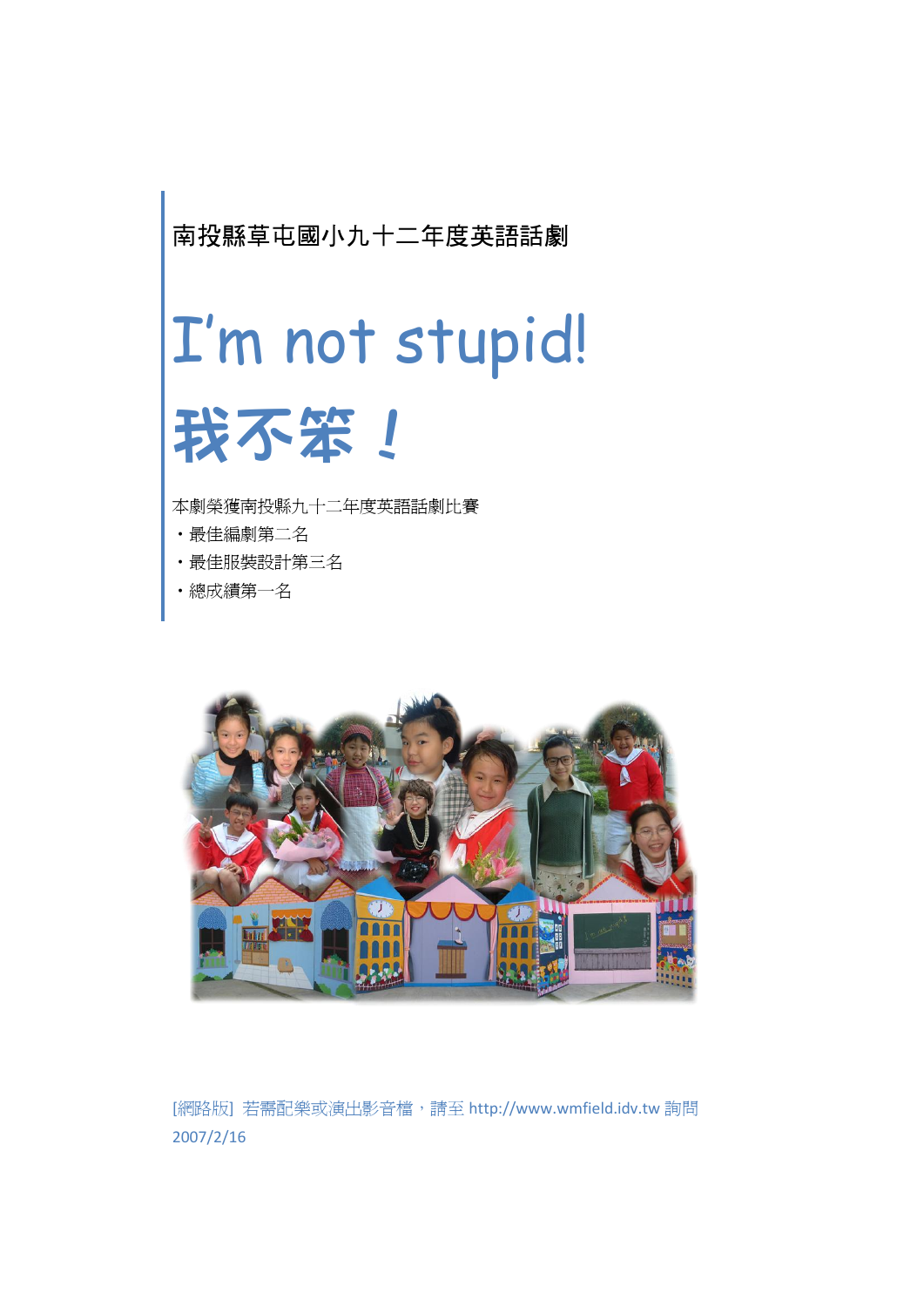南投縣草屯國小九十二年度英語話劇

# I'm not stupid!

# 我不笨！

本劇榮獲南投縣九十二年度英語話劇比賽

- 最佳編劇第二名
- 最佳服裝設計第三名
- 總成績第一名

[網路版] 若需配樂或演出影音檔，請至 http://www.wmfield.idv.tw 詢問

2007/2/16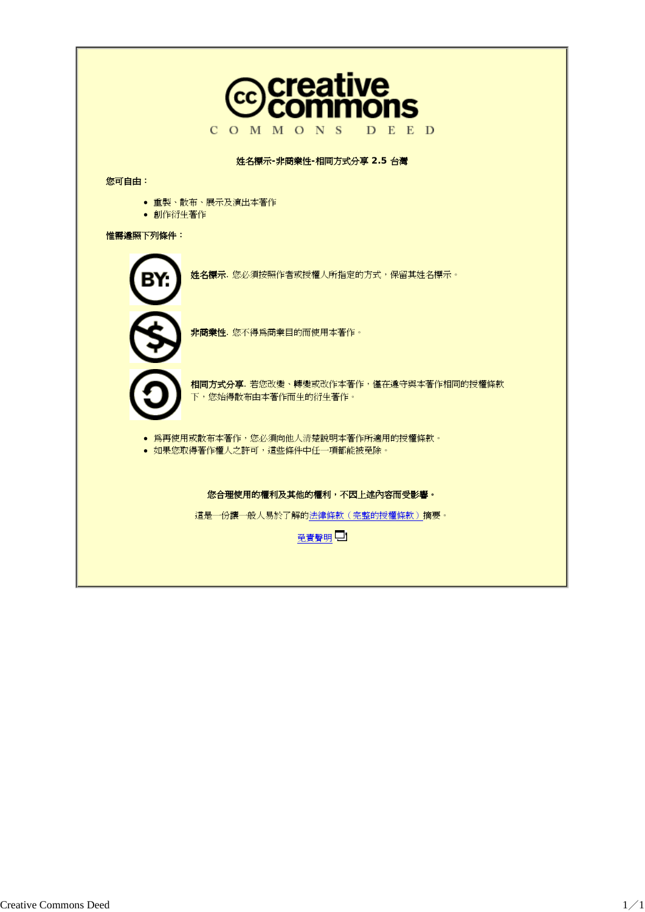creative commons

COMMONS DEED

**姓名標示-非商業性-相同方式分享 2.5 台灣**

**您可自由：**

- 重製、散布、展示及演出本著作
- 創作衍生著作

**惟需遵照下列條件：**

**姓名標示**. 您必須按照作者或授權人所指定的方式，保留其姓名標示。

**非商業性**. 您不得為商業目的而使用本著作。

**相同方式分享**. 若您改變、轉變或改作本著作，僅在遵守與本著作相同的授權條款下，您始得散布由本著作而生的衍生著作。

- 為再使用或散布本著作，您必須向他人清楚說明本著作所適用的授權條款。
- 如果您取得著作權人之許可，這些條件中任一項都能被免除。

**您合理使用的權利及其他的權利，不因上述內容而受影響。**

這是一份讓一般人易於了解的法律條款（完整的授權條款）摘要。

免責聲明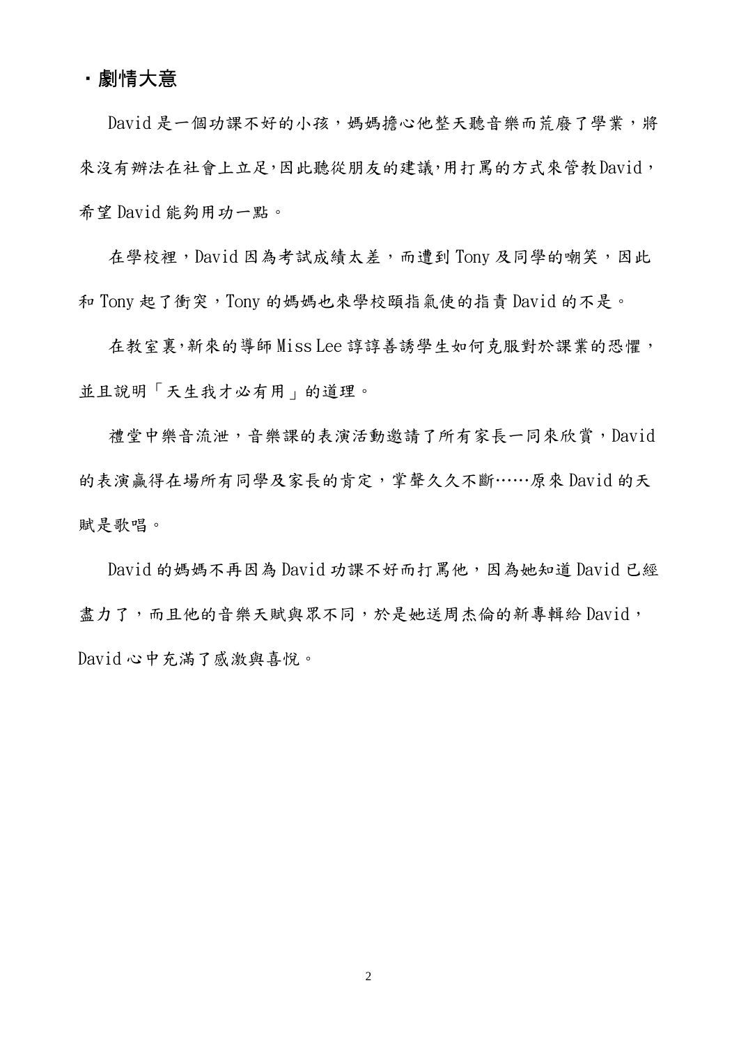## ・劇情大意

David 是一個功課不好的小孩，媽媽擔心他整天聽音樂而荒廢了學業，將來沒有辦法在社會上立足,因此聽從朋友的建議,用打罵的方式來管教David，希望 David 能夠用功一點。

在學校裡，David 因為考試成績太差，而遭到 Tony 及同學的嘲笑，因此和 Tony 起了衝突，Tony 的媽媽也來學校頤指氣使的指責 David 的不是。

在教室裏,新來的導師 Miss Lee 諄諄善誘學生如何克服對於課業的恐懼，並且說明「天生我才必有用」的道理。

禮堂中樂音流泄，音樂課的表演活動邀請了所有家長一同來欣賞，David 的表演贏得在場所有同學及家長的肯定，掌聲久久不斷……原來 David 的天賦是歌唱。

David 的媽媽不再因為 David 功課不好而打罵他，因為她知道 David 已經盡力了，而且他的音樂天賦與眾不同，於是她送周杰倫的新專輯給 David，David 心中充滿了感激與喜悅。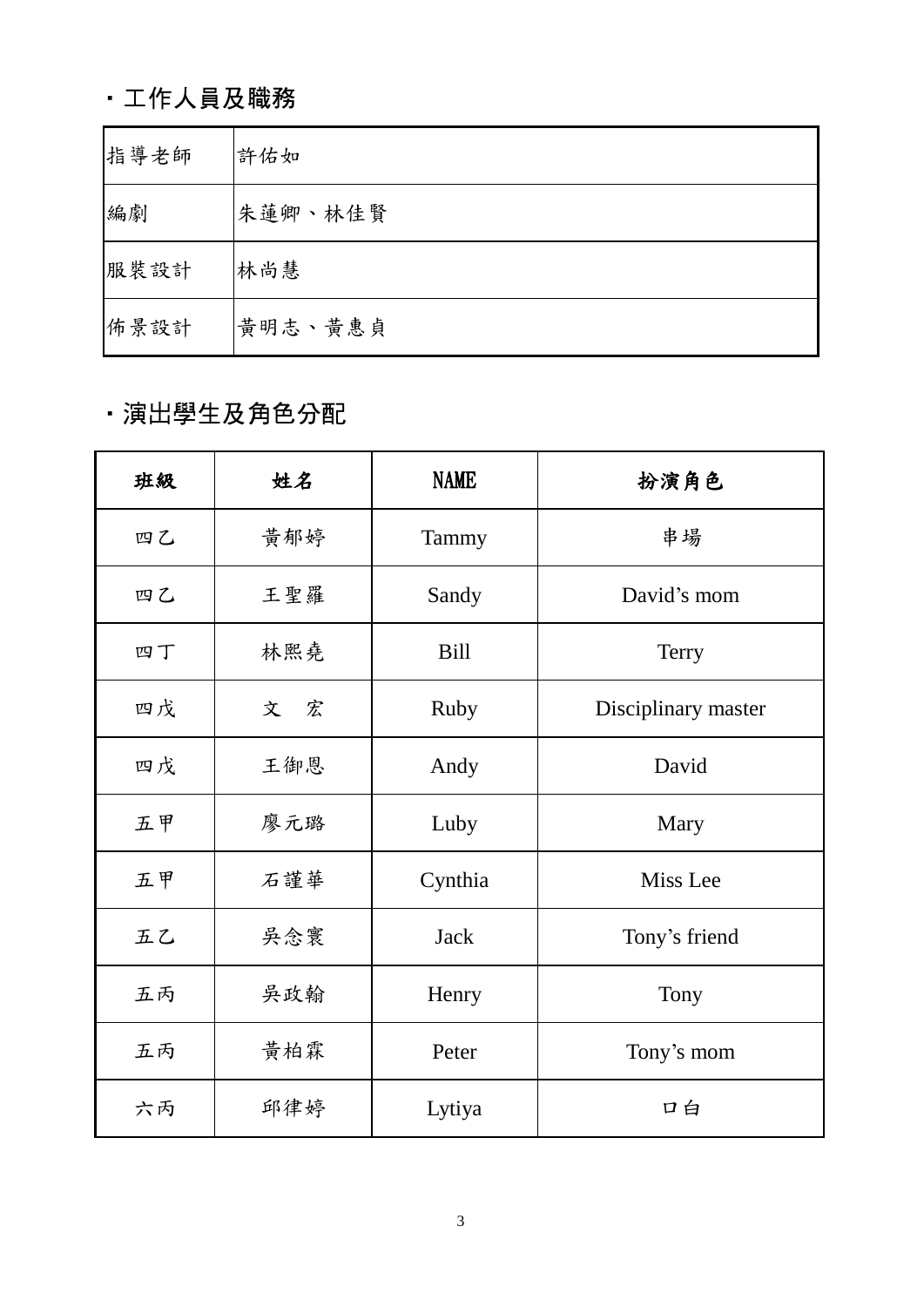## ・工作人員及職務

| 指導老師 | 許佑如 |
| --- | --- |
| 編劇 | 朱蓮卿、林佳賢 |
| 服裝設計 | 林尚慧 |
| 佈景設計 | 黃明志、黃惠貞 |

## ・演出學生及角色分配

| 班級 | 姓名 | NAME | 扮演角色 |
| --- | --- | --- | --- |
| 四乙 | 黃郁婷 | Tammy | 串場 |
| 四乙 | 王聖羅 | Sandy | David's mom |
| 四丁 | 林熙堯 | Bill | Terry |
| 四戊 | 文　宏 | Ruby | Disciplinary master |
| 四戊 | 王御恩 | Andy | David |
| 五甲 | 廖元璐 | Luby | Mary |
| 五甲 | 石謹華 | Cynthia | Miss Lee |
| 五乙 | 吳念寰 | Jack | Tony's friend |
| 五丙 | 吳政翰 | Henry | Tony |
| 五丙 | 黃柏霖 | Peter | Tony's mom |
| 六丙 | 邱律婷 | Lytiya | 口白 |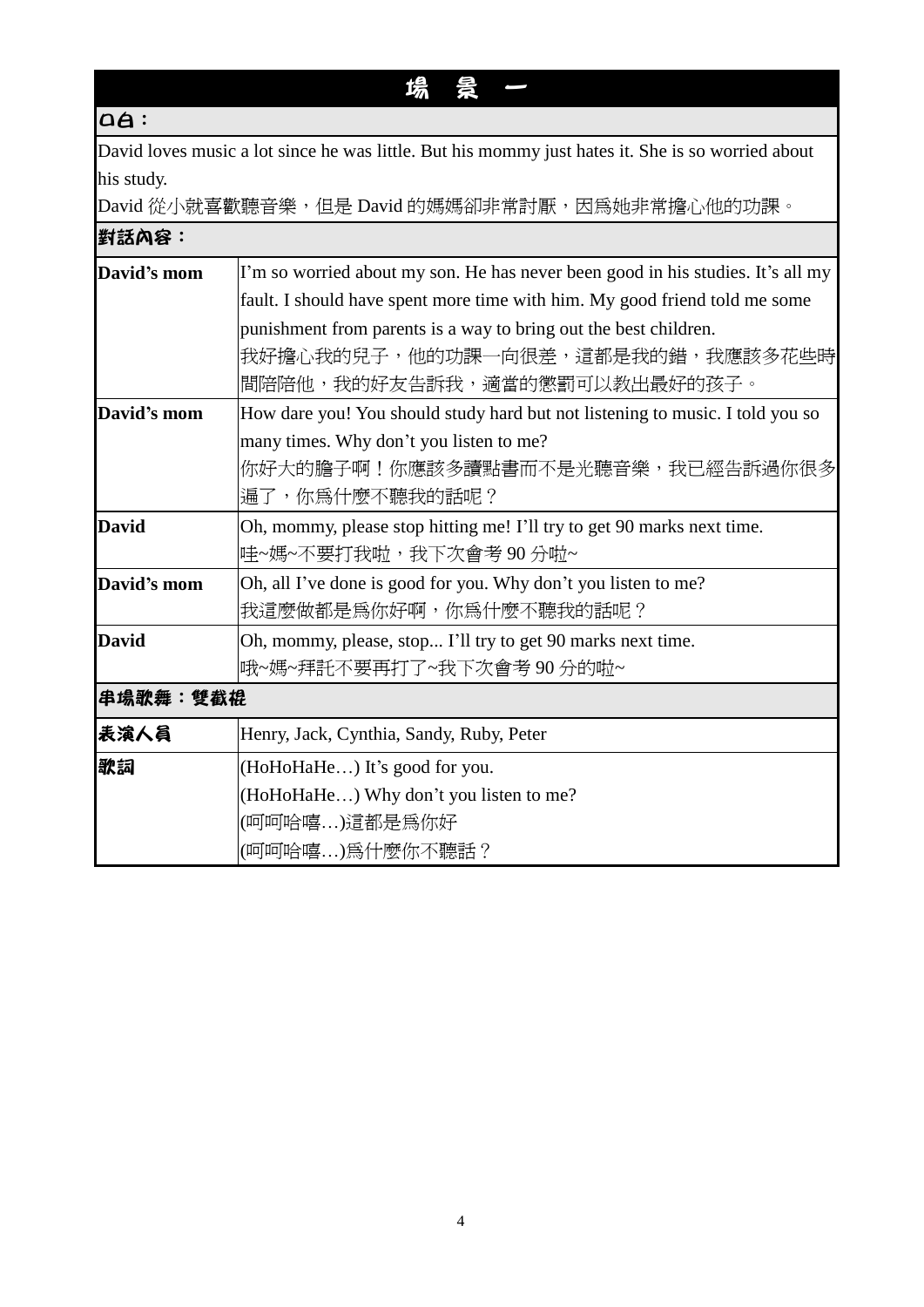# 場 景 一

**口白：**

David loves music a lot since he was little. But his mommy just hates it. She is so worried about his study.

David 從小就喜歡聽音樂，但是 David 的媽媽卻非常討厭，因爲她非常擔心他的功課。

**對話內容：**

| | |
|---|---|
| **David's mom** | I'm so worried about my son. He has never been good in his studies. It's all my fault. I should have spent more time with him. My good friend told me some punishment from parents is a way to bring out the best children.<br>我好擔心我的兒子，他的功課一向很差，這都是我的錯，我應該多花些時間陪陪他，我的好友告訴我，適當的懲罰可以教出最好的孩子。 |
| **David's mom** | How dare you! You should study hard but not listening to music. I told you so many times. Why don't you listen to me?<br>你好大的膽子啊！你應該多讀點書而不是光聽音樂，我已經告訴過你很多遍了，你爲什麼不聽我的話呢？ |
| **David** | Oh, mommy, please stop hitting me! I'll try to get 90 marks next time.<br>哇~媽~不要打我啦，我下次會考 90 分啦~ |
| **David's mom** | Oh, all I've done is good for you. Why don't you listen to me?<br>我這麼做都是爲你好啊，你爲什麼不聽我的話呢？ |
| **David** | Oh, mommy, please, stop... I'll try to get 90 marks next time.<br>哦~媽~拜託不要再打了~我下次會考 90 分的啦~ |

**串場歌舞：雙截棍**

| | |
|---|---|
| **表演人員** | Henry, Jack, Cynthia, Sandy, Ruby, Peter |
| **歌詞** | (HoHoHaHe…) It's good for you.<br>(HoHoHaHe…) Why don't you listen to me?<br>(呵呵哈嘻…)這都是爲你好<br>(呵呵哈嘻…)爲什麼你不聽話？ |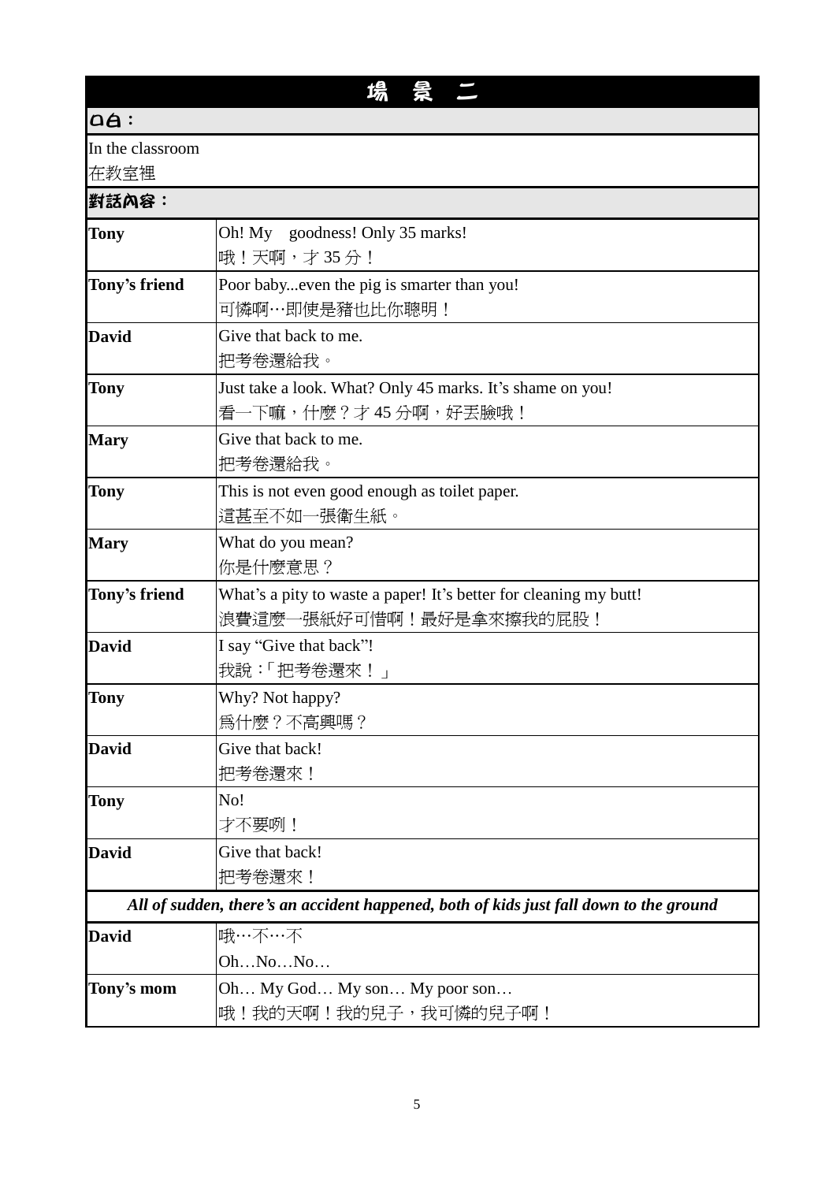# 場 景 二

**口白：**

In the classroom
在教室裡

**對話內容：**

| | |
|---|---|
| **Tony** | Oh! My goodness! Only 35 marks!<br>哦！天啊，才 35 分！ |
| **Tony's friend** | Poor baby...even the pig is smarter than you!<br>可憐啊…即使是豬也比你聰明！ |
| **David** | Give that back to me.<br>把考卷還給我。 |
| **Tony** | Just take a look. What? Only 45 marks. It's shame on you!<br>看一下嘛，什麼？才 45 分啊，好丟臉哦！ |
| **Mary** | Give that back to me.<br>把考卷還給我。 |
| **Tony** | This is not even good enough as toilet paper.<br>這甚至不如一張衛生紙。 |
| **Mary** | What do you mean?<br>你是什麼意思？ |
| **Tony's friend** | What's a pity to waste a paper! It's better for cleaning my butt!<br>浪費這麼一張紙好可惜啊！最好是拿來擦我的屁股！ |
| **David** | I say "Give that back"!<br>我說：「把考卷還來！」 |
| **Tony** | Why? Not happy?<br>為什麼？不高興嗎？ |
| **David** | Give that back!<br>把考卷還來！ |
| **Tony** | No!<br>才不要咧！ |
| **David** | Give that back!<br>把考卷還來！ |
| ***All of sudden, there's an accident happened, both of kids just fall down to the ground*** | |
| **David** | 哦…不…不<br>Oh…No…No… |
| **Tony's mom** | Oh… My God… My son… My poor son…<br>哦！我的天啊！我的兒子，我可憐的兒子啊！ |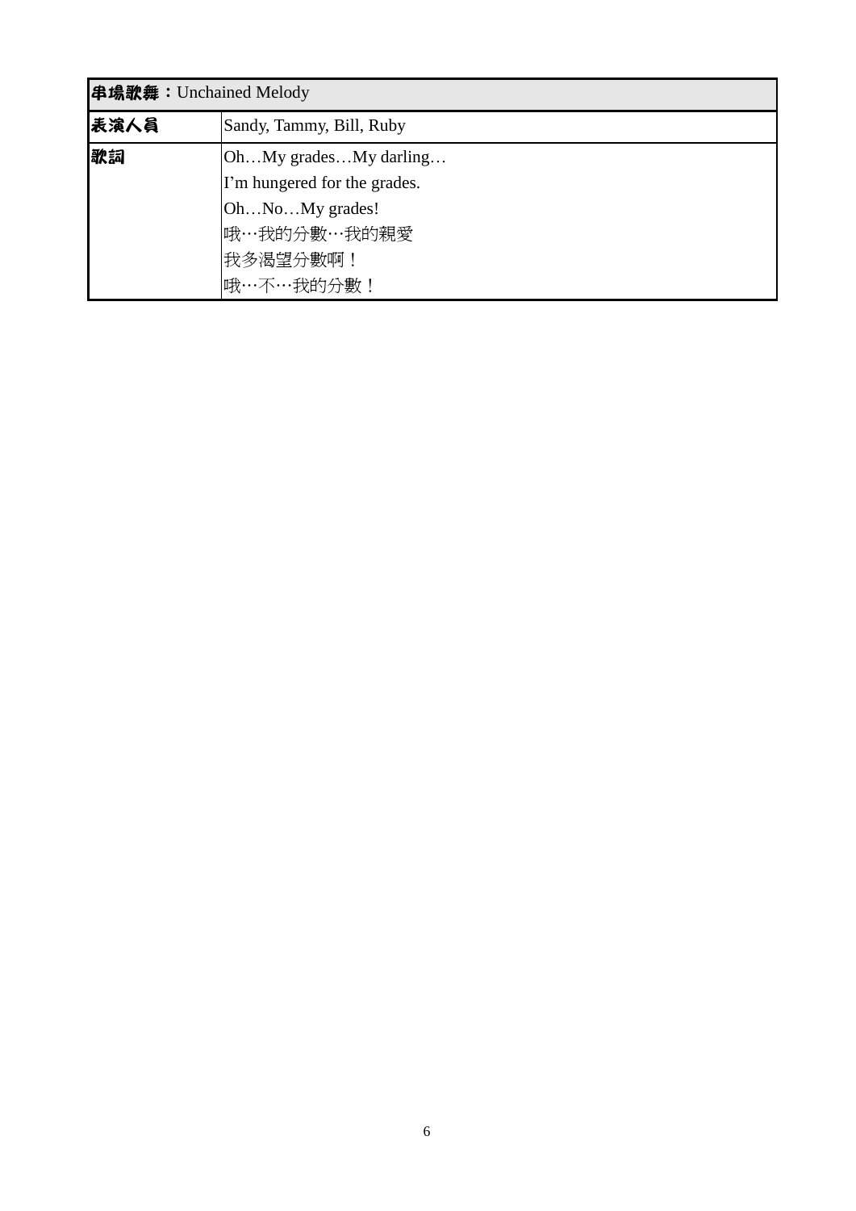| **串場歌舞：**Unchained Melody | |
|---|---|
| **表演人員** | Sandy, Tammy, Bill, Ruby |
| **歌詞** | Oh…My grades…My darling…<br>I'm hungered for the grades.<br>Oh…No…My grades!<br>哦…我的分數…我的親愛<br>我多渴望分數啊！<br>哦…不…我的分數！ |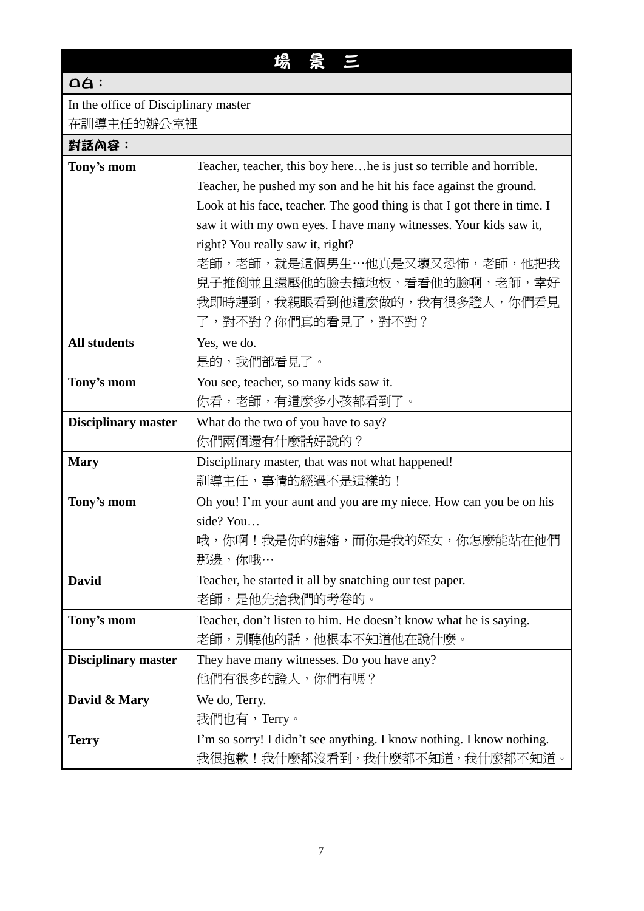# 場 景 三

**口白：**

In the office of Disciplinary master
在訓導主任的辦公室裡

**對話內容：**

| | |
|---|---|
| **Tony's mom** | Teacher, teacher, this boy here…he is just so terrible and horrible. Teacher, he pushed my son and he hit his face against the ground. Look at his face, teacher. The good thing is that I got there in time. I saw it with my own eyes. I have many witnesses. Your kids saw it, right? You really saw it, right?<br>老師，老師，就是這個男生…他真是又壞又恐怖，老師，他把我兒子推倒並且還壓他的臉去撞地板，看看他的臉啊，老師，幸好我即時趕到，我親眼看到他這麼做的，我有很多證人，你們看見了，對不對？你們真的看見了，對不對？ |
| **All students** | Yes, we do.<br>是的，我們都看見了。 |
| **Tony's mom** | You see, teacher, so many kids saw it.<br>你看，老師，有這麼多小孩都看到了。 |
| **Disciplinary master** | What do the two of you have to say?<br>你們兩個還有什麼話好說的？ |
| **Mary** | Disciplinary master, that was not what happened!<br>訓導主任，事情的經過不是這樣的！ |
| **Tony's mom** | Oh you! I'm your aunt and you are my niece. How can you be on his side? You…<br>哦，你啊！我是你的嬸嬸，而你是我的姪女，你怎麼能站在他們那邊，你哦… |
| **David** | Teacher, he started it all by snatching our test paper.<br>老師，是他先搶我們的考卷的。 |
| **Tony's mom** | Teacher, don't listen to him. He doesn't know what he is saying.<br>老師，別聽他的話，他根本不知道他在說什麼。 |
| **Disciplinary master** | They have many witnesses. Do you have any?<br>他們有很多的證人，你們有嗎？ |
| **David & Mary** | We do, Terry.<br>我們也有，Terry。 |
| **Terry** | I'm so sorry! I didn't see anything. I know nothing. I know nothing.<br>我很抱歉！我什麼都沒看到，我什麼都不知道，我什麼都不知道。 |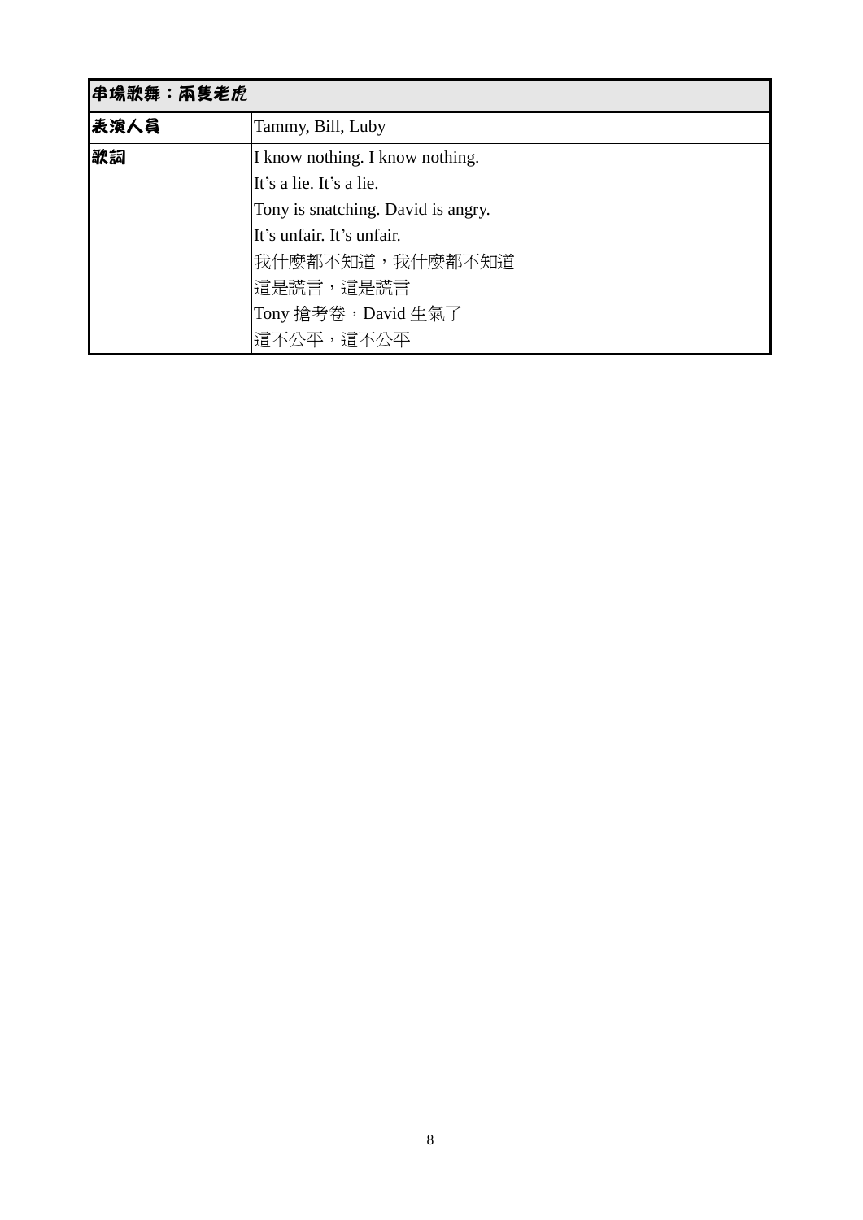| 串場歌舞：兩隻老虎 | |
|---|---|
| 表演人員 | Tammy, Bill, Luby |
| 歌詞 | I know nothing. I know nothing.<br>It's a lie. It's a lie.<br>Tony is snatching. David is angry.<br>It's unfair. It's unfair.<br>我什麼都不知道，我什麼都不知道<br>這是謊言，這是謊言<br>Tony 搶考卷，David 生氣了<br>這不公平，這不公平 |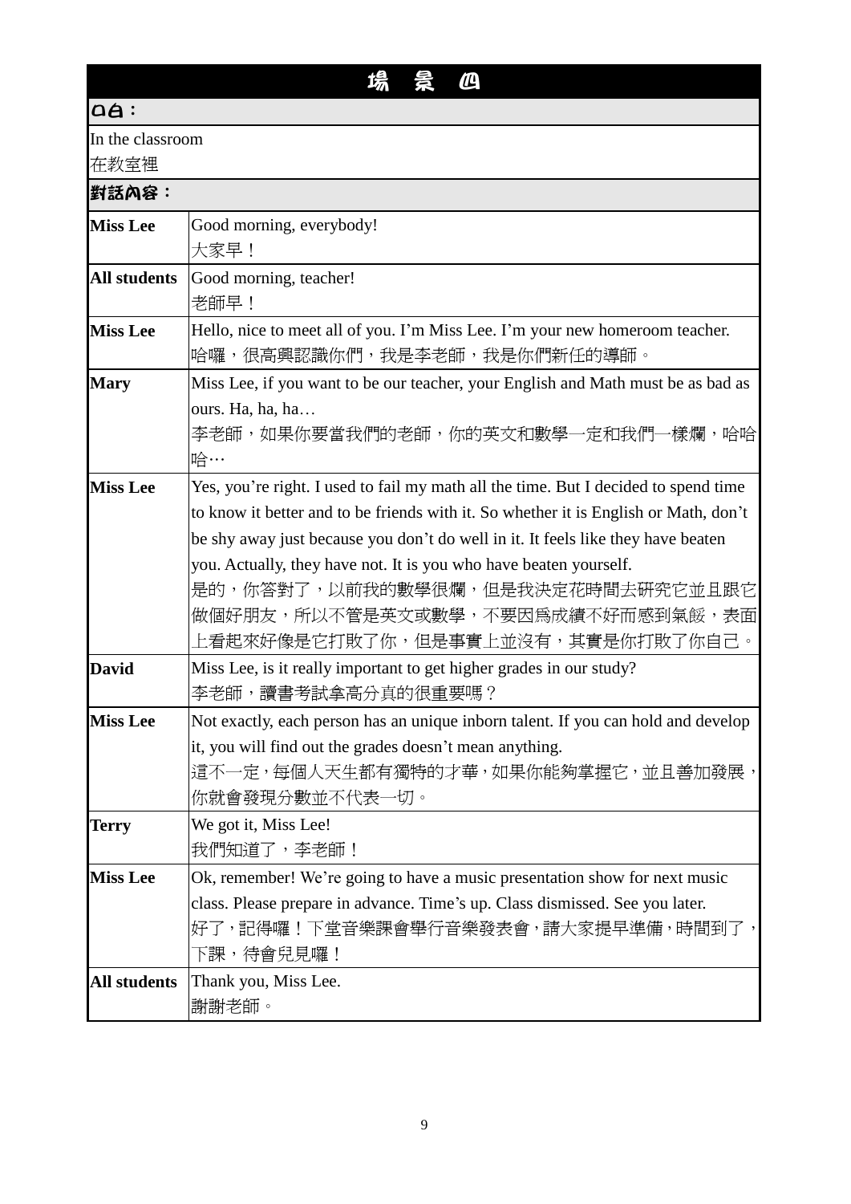# 場 景 四

**口白：**

In the classroom
在教室裡

**對話內容：**

| | |
|---|---|
| **Miss Lee** | Good morning, everybody!<br>大家早！ |
| **All students** | Good morning, teacher!<br>老師早！ |
| **Miss Lee** | Hello, nice to meet all of you. I'm Miss Lee. I'm your new homeroom teacher.<br>哈囉，很高興認識你們，我是李老師，我是你們新任的導師。 |
| **Mary** | Miss Lee, if you want to be our teacher, your English and Math must be as bad as ours. Ha, ha, ha…<br>李老師，如果你要當我們的老師，你的英文和數學一定和我們一樣爛，哈哈哈… |
| **Miss Lee** | Yes, you're right. I used to fail my math all the time. But I decided to spend time to know it better and to be friends with it. So whether it is English or Math, don't be shy away just because you don't do well in it. It feels like they have beaten you. Actually, they have not. It is you who have beaten yourself.<br>是的，你答對了，以前我的數學很爛，但是我決定花時間去研究它並且跟它做個好朋友，所以不管是英文或數學，不要因爲成績不好而感到氣餒，表面上看起來好像是它打敗了你，但是事實上並沒有，其實是你打敗了你自己。 |
| **David** | Miss Lee, is it really important to get higher grades in our study?<br>李老師，讀書考試拿高分真的很重要嗎？ |
| **Miss Lee** | Not exactly, each person has an unique inborn talent. If you can hold and develop it, you will find out the grades doesn't mean anything.<br>這不一定，每個人天生都有獨特的才華，如果你能夠掌握它，並且善加發展，你就會發現分數並不代表一切。 |
| **Terry** | We got it, Miss Lee!<br>我們知道了，李老師！ |
| **Miss Lee** | Ok, remember! We're going to have a music presentation show for next music class. Please prepare in advance. Time's up. Class dismissed. See you later.<br>好了，記得囉！下堂音樂課會舉行音樂發表會，請大家提早準備，時間到了，下課，待會兒見囉！ |
| **All students** | Thank you, Miss Lee.<br>謝謝老師。 |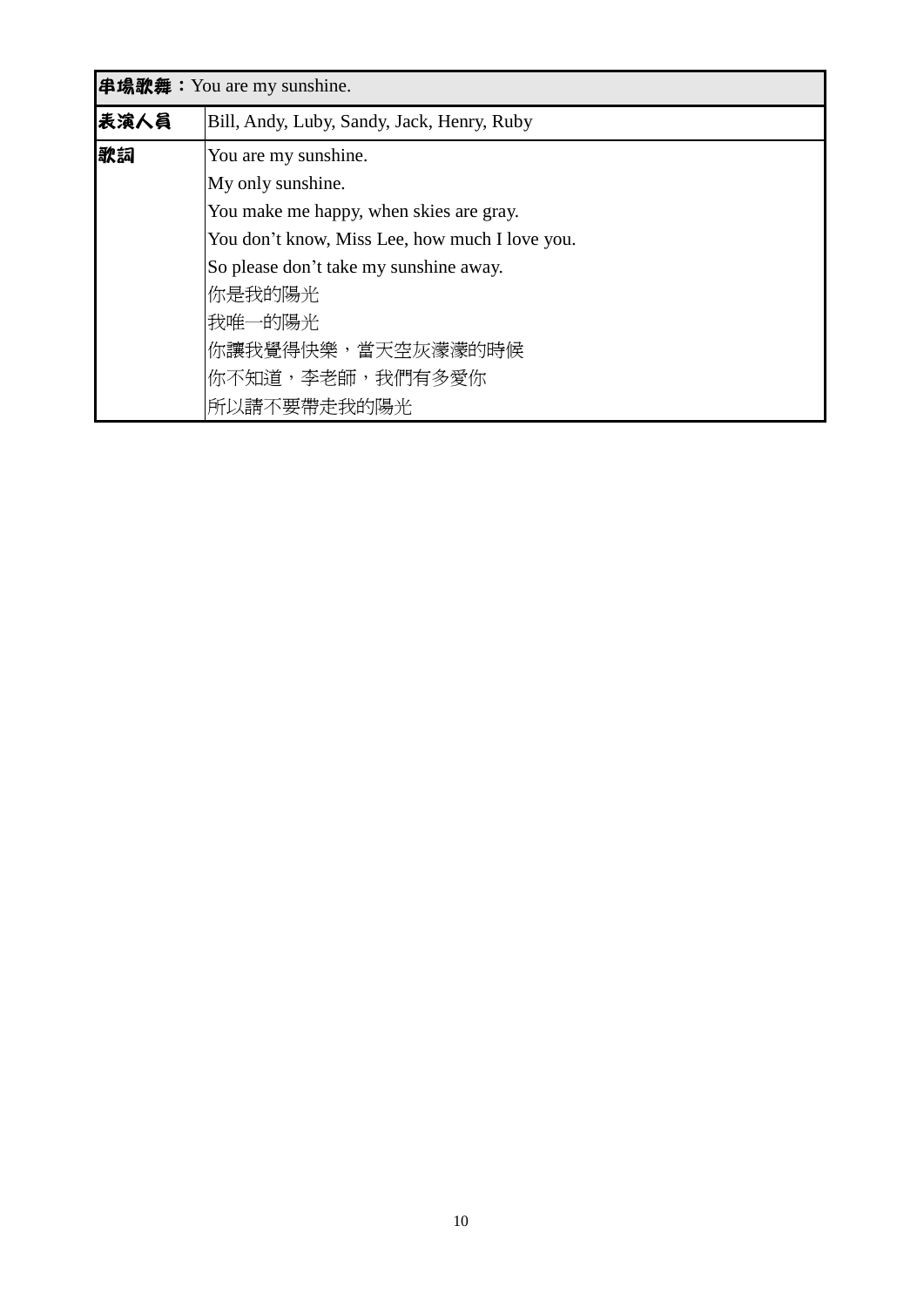| **串場歌舞：** You are my sunshine. | |
|---|---|
| **表演人員** | Bill, Andy, Luby, Sandy, Jack, Henry, Ruby |
| **歌詞** | You are my sunshine.<br>My only sunshine.<br>You make me happy, when skies are gray.<br>You don’t know, Miss Lee, how much I love you.<br>So please don’t take my sunshine away.<br>你是我的陽光<br>我唯一的陽光<br>你讓我覺得快樂，當天空灰濛濛的時候<br>你不知道，李老師，我們有多愛你<br>所以請不要帶走我的陽光 |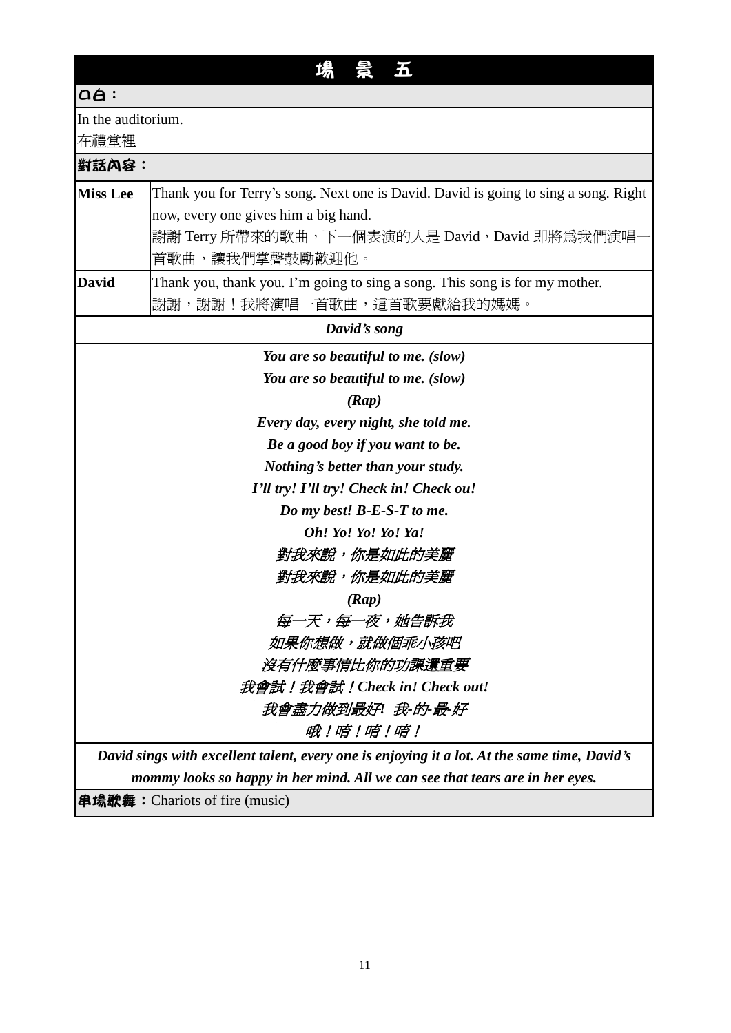# 場 景 五

**口白：**

In the auditorium.
在禮堂裡

**對話內容：**

| | |
|---|---|
| **Miss Lee** | Thank you for Terry's song. Next one is David. David is going to sing a song. Right now, every one gives him a big hand.<br>謝謝 Terry 所帶來的歌曲，下一個表演的人是 David，David 即將為我們演唱一首歌曲，讓我們掌聲鼓勵歡迎他。 |
| **David** | Thank you, thank you. I'm going to sing a song. This song is for my mother.<br>謝謝，謝謝！我將演唱一首歌曲，這首歌要獻給我的媽媽。 |

***David's song***

***You are so beautiful to me. (slow)***
***You are so beautiful to me. (slow)***
***(Rap)***
***Every day, every night, she told me.***
***Be a good boy if you want to be.***
***Nothing's better than your study.***
***I'll try! I'll try! Check in! Check ou!***
***Do my best! B-E-S-T to me.***
***Oh! Yo! Yo! Yo! Ya!***
*對我來說，你是如此的美麗*
*對我來說，你是如此的美麗*
***(Rap)***
*每一天，每一夜，她告訴我*
*如果你想做，就做個乖小孩吧*
*沒有什麼事情比你的功課還重要*
*我會試！我會試！**Check in! Check out!***
*我會盡力做到最好! 我-的-最-好*
*哦！唷！唷！唷！*

***David sings with excellent talent, every one is enjoying it a lot. At the same time, David's mommy looks so happy in her mind. All we can see that tears are in her eyes.***

**串場歌舞：**Chariots of fire (music)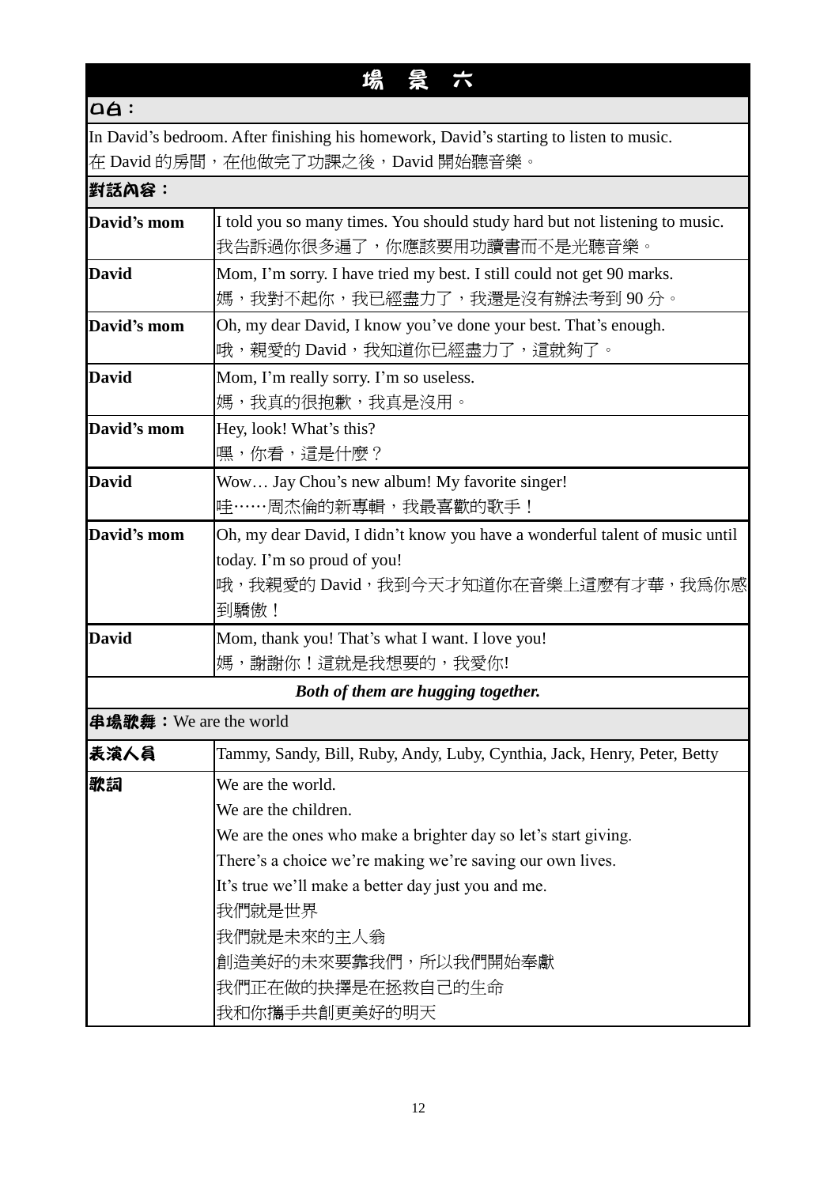# 場　景　六

**口白：**

In David's bedroom. After finishing his homework, David's starting to listen to music.
在 David 的房間，在他做完了功課之後，David 開始聽音樂。

**對話內容：**

| | |
|---|---|
| **David's mom** | I told you so many times. You should study hard but not listening to music.<br>我告訴過你很多遍了，你應該要用功讀書而不是光聽音樂。 |
| **David** | Mom, I'm sorry. I have tried my best. I still could not get 90 marks.<br>媽，我對不起你，我已經盡力了，我還是沒有辦法考到 90 分。 |
| **David's mom** | Oh, my dear David, I know you've done your best. That's enough.<br>哦，親愛的 David，我知道你已經盡力了，這就夠了。 |
| **David** | Mom, I'm really sorry. I'm so useless.<br>媽，我真的很抱歉，我真是沒用。 |
| **David's mom** | Hey, look! What's this?<br>嘿，你看，這是什麼？ |
| **David** | Wow… Jay Chou's new album! My favorite singer!<br>哇……周杰倫的新專輯，我最喜歡的歌手！ |
| **David's mom** | Oh, my dear David, I didn't know you have a wonderful talent of music until today. I'm so proud of you!<br>哦，我親愛的 David，我到今天才知道你在音樂上這麼有才華，我為你感到驕傲！ |
| **David** | Mom, thank you! That's what I want. I love you!<br>媽，謝謝你！這就是我想要的，我愛你! |

***Both of them are hugging together.***

**串場歌舞：** We are the world

| | |
|---|---|
| **表演人員** | Tammy, Sandy, Bill, Ruby, Andy, Luby, Cynthia, Jack, Henry, Peter, Betty |
| **歌詞** | We are the world.<br>We are the children.<br>We are the ones who make a brighter day so let's start giving.<br>There's a choice we're making we're saving our own lives.<br>It's true we'll make a better day just you and me.<br>我們就是世界<br>我們就是未來的主人翁<br>創造美好的未來要靠我們，所以我們開始奉獻<br>我們正在做的抉擇是在拯救自己的生命<br>我和你攜手共創更美好的明天 |